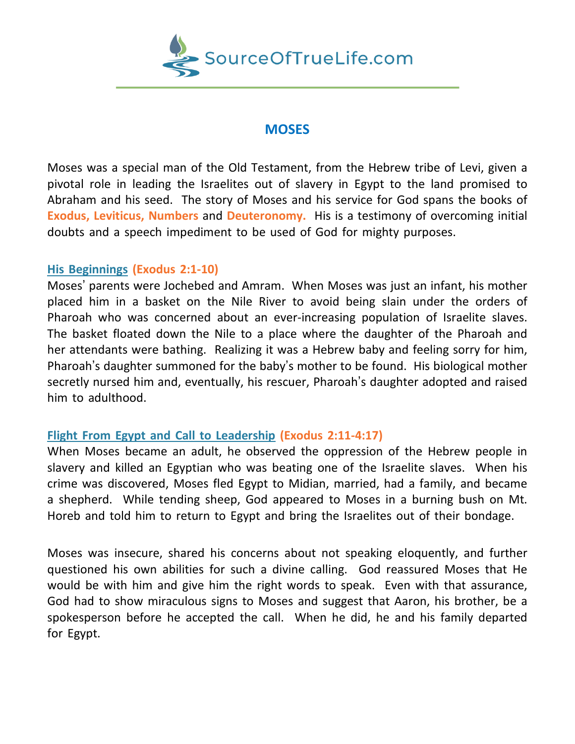# MOSES

Moses was a special man of the Old Testament, from the Hebrew tribe of Levi, given a pivotal role in leading the Israelites out of slavery in Egypt to the land promised to Abraham and his seed. The story of Moses and his service for God spans the books of **Exodus, Leviticus, Numbers** and **Deuteronomy.** His is a testimony of overcoming initial doubts and a speech impediment to be used of God for mighty purposes.

## His Beginnings (Exodus 2:1-10)

Moses' parents were Jochebed and Amram. When Moses was just an infant, his mother placed him in a basket on the Nile River to avoid being slain under the orders of Pharoah who was concerned about an ever-increasing population of Israelite slaves. The basket floated down the Nile to a place where the daughter of the Pharoah and her attendants were bathing. Realizing it was a Hebrew baby and feeling sorry for him, Pharoah's daughter summoned for the baby's mother to be found. His biological mother secretly nursed him and, eventually, his rescuer, Pharoah's daughter adopted and raised him to adulthood.

## Flight From Egypt and Call to Leadership (Exodus 2:11-4:17)

When Moses became an adult, he observed the oppression of the Hebrew people in slavery and killed an Egyptian who was beating one of the Israelite slaves. When his crime was discovered, Moses fled Egypt to Midian, married, had a family, and became a shepherd. While tending sheep, God appeared to Moses in a burning bush on Mt. Horeb and told him to return to Egypt and bring the Israelites out of their bondage.

Moses was insecure, shared his concerns about not speaking eloquently, and further questioned his own abilities for such a divine calling. God reassured Moses that He would be with him and give him the right words to speak. Even with that assurance, God had to show miraculous signs to Moses and suggest that Aaron, his brother, be a spokesperson before he accepted the call. When he did, he and his family departed for Egypt.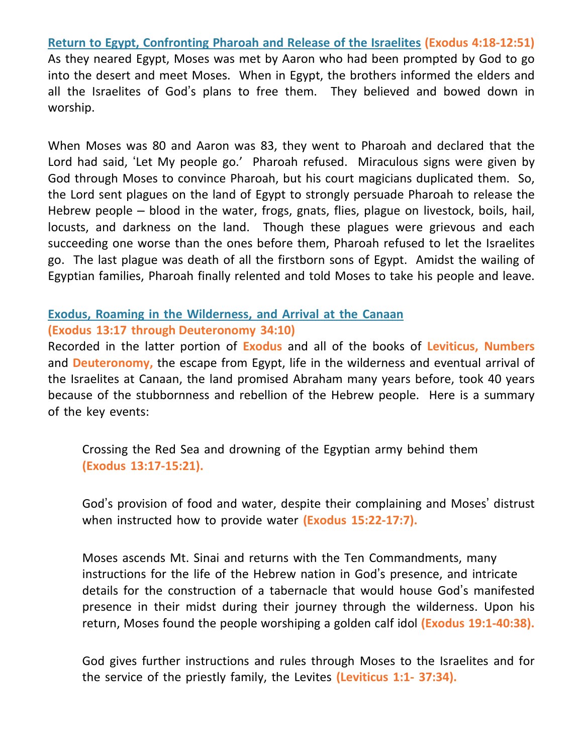## Return to Egypt, Confronting Pharoah and Release of the Israelites (Exodus 4:18-12:51)

As they neared Egypt, Moses was met by Aaron who had been prompted by God to go into the desert and meet Moses. When in Egypt, the brothers informed the elders and all the Israelites of God's plans to free them. They believed and bowed down in worship.

When Moses was 80 and Aaron was 83, they went to Pharoah and declared that the Lord had said, 'Let My people go.' Pharoah refused. Miraculous signs were given by God through Moses to convince Pharoah, but his court magicians duplicated them. So, the Lord sent plagues on the land of Egypt to strongly persuade Pharoah to release the Hebrew people – blood in the water, frogs, gnats, flies, plague on livestock, boils, hail, locusts, and darkness on the land. Though these plagues were grievous and each succeeding one worse than the ones before them, Pharoah refused to let the Israelites go. The last plague was death of all the firstborn sons of Egypt. Amidst the wailing of Egyptian families, Pharoah finally relented and told Moses to take his people and leave.

## Exodus, Roaming in the Wilderness, and Arrival at the Canaan
**(Exodus 13:17 through Deuteronomy 34:10)**

Recorded in the latter portion of **Exodus** and all of the books of **Leviticus, Numbers** and **Deuteronomy,** the escape from Egypt, life in the wilderness and eventual arrival of the Israelites at Canaan, the land promised Abraham many years before, took 40 years because of the stubbornness and rebellion of the Hebrew people. Here is a summary of the key events:

> Crossing the Red Sea and drowning of the Egyptian army behind them **(Exodus 13:17-15:21).**
>
> God's provision of food and water, despite their complaining and Moses' distrust when instructed how to provide water **(Exodus 15:22-17:7).**
>
> Moses ascends Mt. Sinai and returns with the Ten Commandments, many instructions for the life of the Hebrew nation in God's presence, and intricate details for the construction of a tabernacle that would house God's manifested presence in their midst during their journey through the wilderness. Upon his return, Moses found the people worshiping a golden calf idol **(Exodus 19:1-40:38).**
>
> God gives further instructions and rules through Moses to the Israelites and for the service of the priestly family, the Levites **(Leviticus 1:1- 37:34).**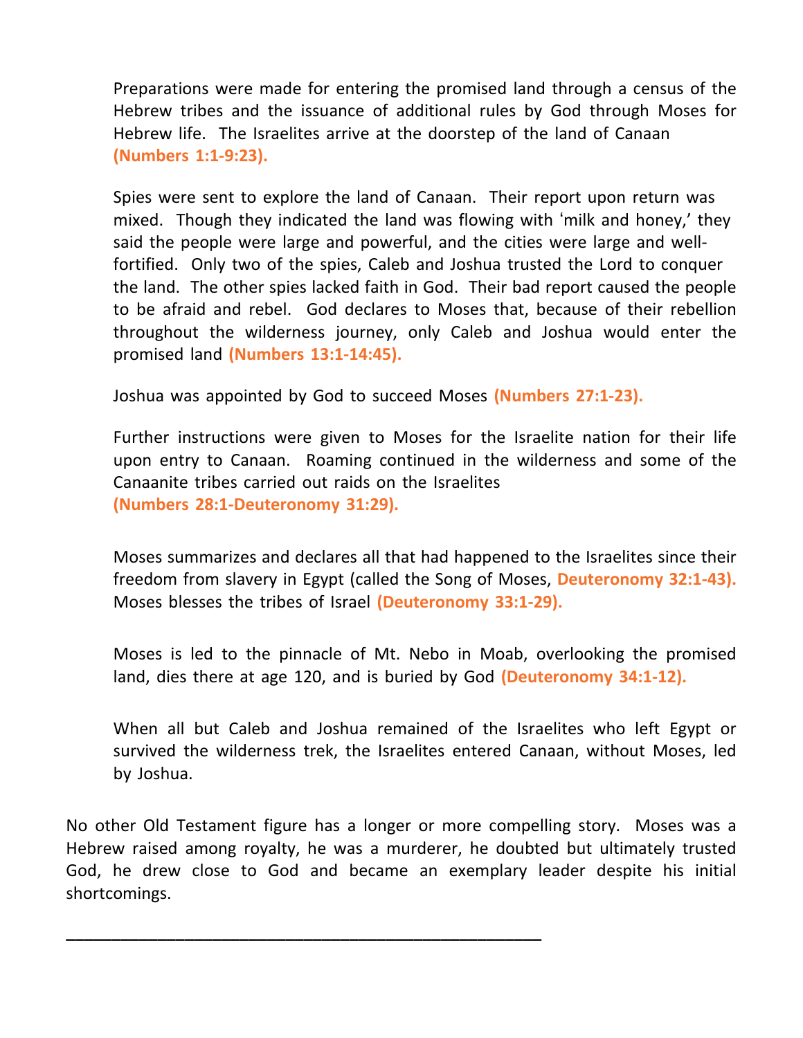Preparations were made for entering the promised land through a census of the Hebrew tribes and the issuance of additional rules by God through Moses for Hebrew life. The Israelites arrive at the doorstep of the land of Canaan **(Numbers 1:1-9:23).**

Spies were sent to explore the land of Canaan. Their report upon return was mixed. Though they indicated the land was flowing with 'milk and honey,' they said the people were large and powerful, and the cities were large and well-fortified. Only two of the spies, Caleb and Joshua trusted the Lord to conquer the land. The other spies lacked faith in God. Their bad report caused the people to be afraid and rebel. God declares to Moses that, because of their rebellion throughout the wilderness journey, only Caleb and Joshua would enter the promised land **(Numbers 13:1-14:45).**

Joshua was appointed by God to succeed Moses **(Numbers 27:1-23).**

Further instructions were given to Moses for the Israelite nation for their life upon entry to Canaan. Roaming continued in the wilderness and some of the Canaanite tribes carried out raids on the Israelites **(Numbers 28:1-Deuteronomy 31:29).**

Moses summarizes and declares all that had happened to the Israelites since their freedom from slavery in Egypt (called the Song of Moses, **Deuteronomy 32:1-43).** Moses blesses the tribes of Israel **(Deuteronomy 33:1-29).**

Moses is led to the pinnacle of Mt. Nebo in Moab, overlooking the promised land, dies there at age 120, and is buried by God **(Deuteronomy 34:1-12).**

When all but Caleb and Joshua remained of the Israelites who left Egypt or survived the wilderness trek, the Israelites entered Canaan, without Moses, led by Joshua.

No other Old Testament figure has a longer or more compelling story. Moses was a Hebrew raised among royalty, he was a murderer, he doubted but ultimately trusted God, he drew close to God and became an exemplary leader despite his initial shortcomings.

---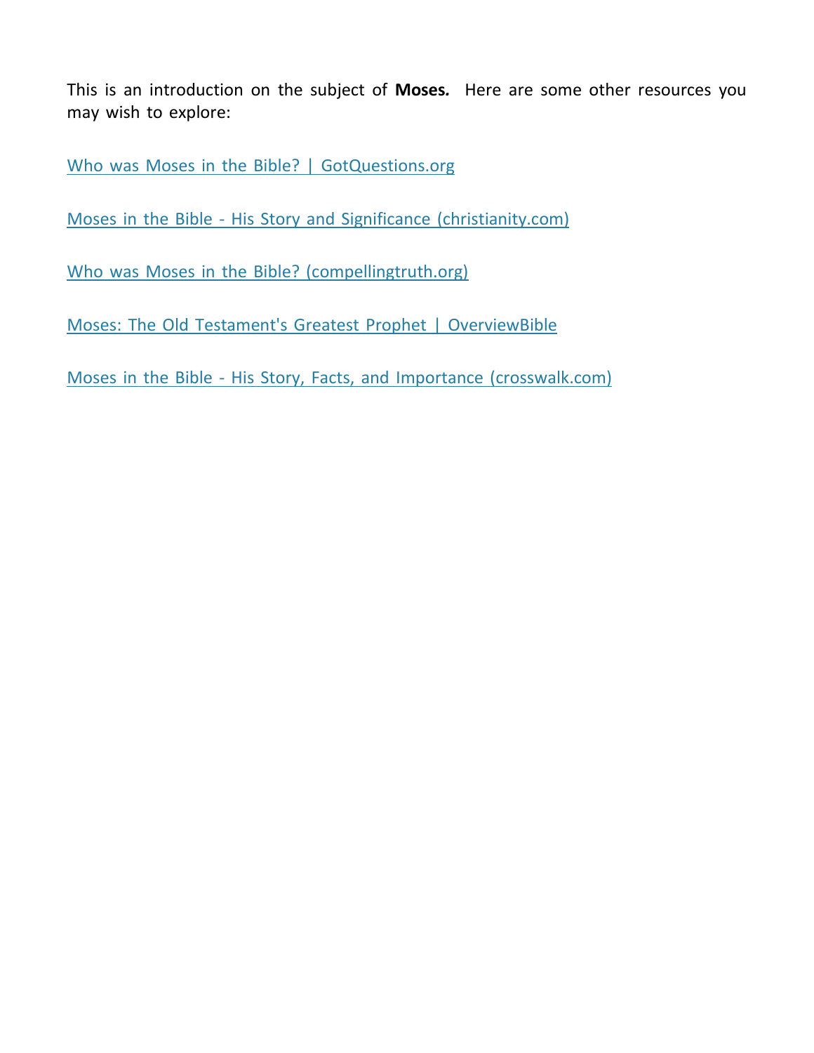This is an introduction on the subject of **Moses.** Here are some other resources you may wish to explore:

Who was Moses in the Bible? | GotQuestions.org

Moses in the Bible - His Story and Significance (christianity.com)

Who was Moses in the Bible? (compellingtruth.org)

Moses: The Old Testament's Greatest Prophet | OverviewBible

Moses in the Bible - His Story, Facts, and Importance (crosswalk.com)